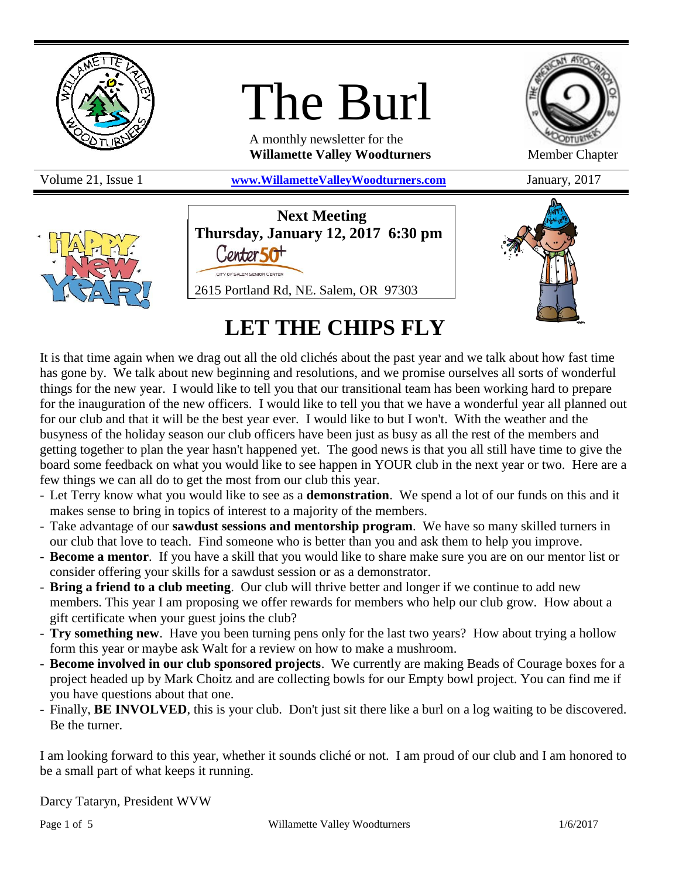# The Burl

A monthly newsletter for the
**Willamette Valley Woodturners**

Member Chapter

Volume 21, Issue 1 | **www.WillametteValleyWoodturners.com** | January, 2017

**Next Meeting**
**Thursday, January 12, 2017 6:30 pm**
Center 50+
CITY OF SALEM SENIOR CENTER
2615 Portland Rd, NE. Salem, OR 97303

## LET THE CHIPS FLY

It is that time again when we drag out all the old clichés about the past year and we talk about how fast time has gone by. We talk about new beginning and resolutions, and we promise ourselves all sorts of wonderful things for the new year. I would like to tell you that our transitional team has been working hard to prepare for the inauguration of the new officers. I would like to tell you that we have a wonderful year all planned out for our club and that it will be the best year ever. I would like to but I won't. With the weather and the busyness of the holiday season our club officers have been just as busy as all the rest of the members and getting together to plan the year hasn't happened yet. The good news is that you all still have time to give the board some feedback on what you would like to see happen in YOUR club in the next year or two. Here are a few things we can all do to get the most from our club this year.

- Let Terry know what you would like to see as a **demonstration**. We spend a lot of our funds on this and it makes sense to bring in topics of interest to a majority of the members.
- Take advantage of our **sawdust sessions and mentorship program**. We have so many skilled turners in our club that love to teach. Find someone who is better than you and ask them to help you improve.
- **Become a mentor**. If you have a skill that you would like to share make sure you are on our mentor list or consider offering your skills for a sawdust session or as a demonstrator.
- **Bring a friend to a club meeting**. Our club will thrive better and longer if we continue to add new members. This year I am proposing we offer rewards for members who help our club grow. How about a gift certificate when your guest joins the club?
- **Try something new**. Have you been turning pens only for the last two years? How about trying a hollow form this year or maybe ask Walt for a review on how to make a mushroom.
- **Become involved in our club sponsored projects**. We currently are making Beads of Courage boxes for a project headed up by Mark Choitz and are collecting bowls for our Empty bowl project. You can find me if you have questions about that one.
- Finally, **BE INVOLVED**, this is your club. Don't just sit there like a burl on a log waiting to be discovered. Be the turner.

I am looking forward to this year, whether it sounds cliché or not. I am proud of our club and I am honored to be a small part of what keeps it running.

Darcy Tataryn, President WVW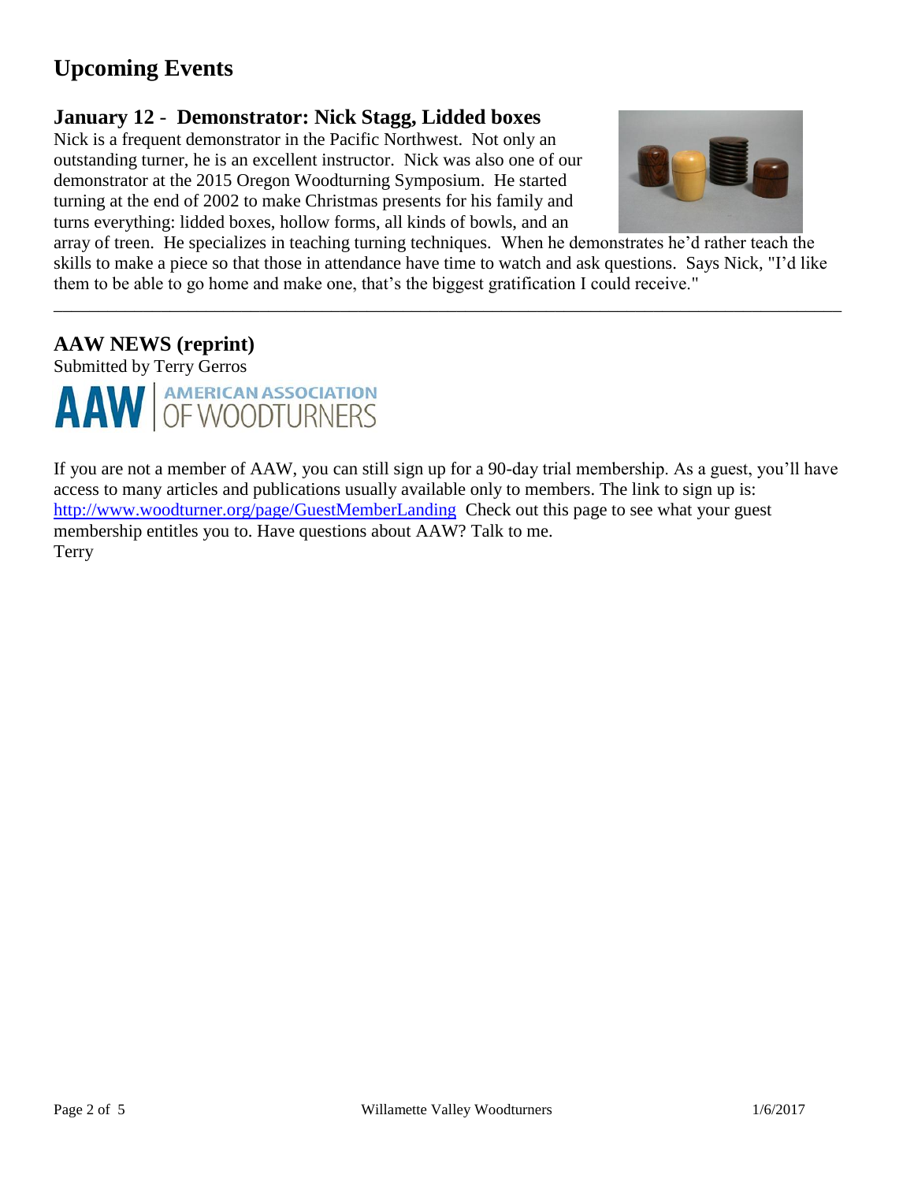# Upcoming Events

## January 12 - Demonstrator: Nick Stagg, Lidded boxes

Nick is a frequent demonstrator in the Pacific Northwest. Not only an outstanding turner, he is an excellent instructor. Nick was also one of our demonstrator at the 2015 Oregon Woodturning Symposium. He started turning at the end of 2002 to make Christmas presents for his family and turns everything: lidded boxes, hollow forms, all kinds of bowls, and an array of treen. He specializes in teaching turning techniques. When he demonstrates he'd rather teach the skills to make a piece so that those in attendance have time to watch and ask questions. Says Nick, "I'd like them to be able to go home and make one, that's the biggest gratification I could receive."

---

## AAW NEWS (reprint)

Submitted by Terry Gerros

AAW | AMERICAN ASSOCIATION OF WOODTURNERS

If you are not a member of AAW, you can still sign up for a 90-day trial membership. As a guest, you'll have access to many articles and publications usually available only to members. The link to sign up is: http://www.woodturner.org/page/GuestMemberLanding Check out this page to see what your guest membership entitles you to. Have questions about AAW? Talk to me.

Terry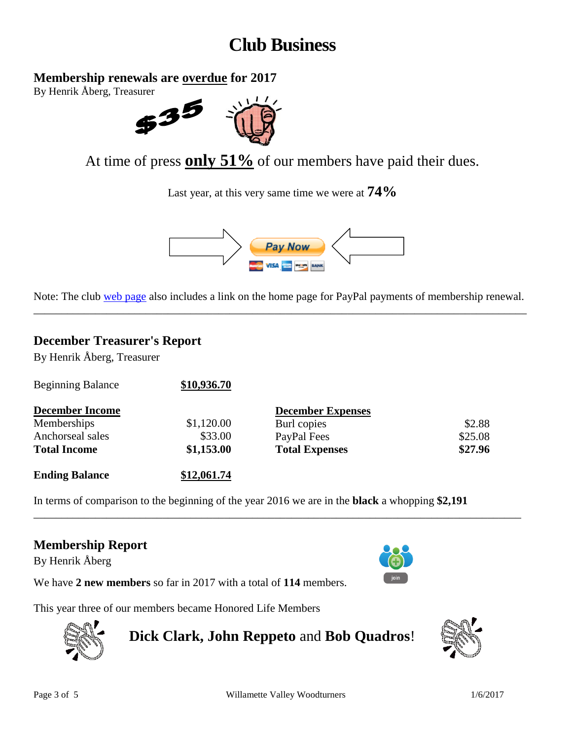# Club Business

## Membership renewals are overdue for 2017

By Henrik Åberg, Treasurer

$35

At time of press **only 51%** of our members have paid their dues.

Last year, at this very same time we were at **74%**

Pay Now

Note: The club web page also includes a link on the home page for PayPal payments of membership renewal.

---

## December Treasurer's Report

By Henrik Åberg, Treasurer

| | | | |
|---|---|---|---|
| Beginning Balance | **$10,936.70** | | |
| **December Income** | | **December Expenses** | |
| Memberships | $1,120.00 | Burl copies | $2.88 |
| Anchorseal sales | $33.00 | PayPal Fees | $25.08 |
| **Total Income** | **$1,153.00** | **Total Expenses** | **$27.96** |
| **Ending Balance** | **$12,061.74** | | |

In terms of comparison to the beginning of the year 2016 we are in the **black** a whopping **$2,191**

---

## Membership Report

By Henrik Åberg

We have **2 new members** so far in 2017 with a total of **114** members.

This year three of our members became Honored Life Members

**Dick Clark, John Reppeto** and **Bob Quadros**!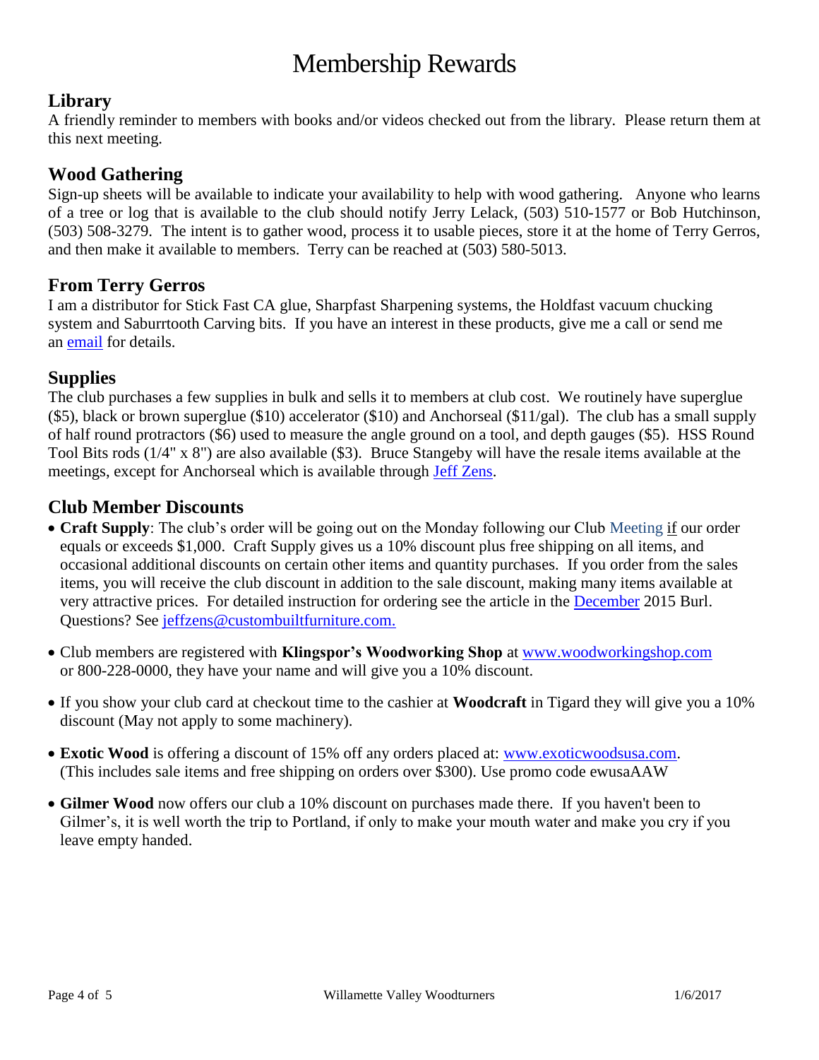# Membership Rewards

## Library

A friendly reminder to members with books and/or videos checked out from the library. Please return them at this next meeting.

## Wood Gathering

Sign-up sheets will be available to indicate your availability to help with wood gathering. Anyone who learns of a tree or log that is available to the club should notify Jerry Lelack, (503) 510-1577 or Bob Hutchinson, (503) 508-3279. The intent is to gather wood, process it to usable pieces, store it at the home of Terry Gerros, and then make it available to members. Terry can be reached at (503) 580-5013.

## From Terry Gerros

I am a distributor for Stick Fast CA glue, Sharpfast Sharpening systems, the Holdfast vacuum chucking system and Saburrtooth Carving bits. If you have an interest in these products, give me a call or send me an email for details.

## Supplies

The club purchases a few supplies in bulk and sells it to members at club cost. We routinely have superglue ($5), black or brown superglue ($10) accelerator ($10) and Anchorseal ($11/gal). The club has a small supply of half round protractors ($6) used to measure the angle ground on a tool, and depth gauges ($5). HSS Round Tool Bits rods (1/4" x 8") are also available ($3). Bruce Stangeby will have the resale items available at the meetings, except for Anchorseal which is available through Jeff Zens.

## Club Member Discounts

- **Craft Supply**: The club's order will be going out on the Monday following our Club Meeting if our order equals or exceeds $1,000. Craft Supply gives us a 10% discount plus free shipping on all items, and occasional additional discounts on certain other items and quantity purchases. If you order from the sales items, you will receive the club discount in addition to the sale discount, making many items available at very attractive prices. For detailed instruction for ordering see the article in the December 2015 Burl. Questions? See jeffzens@custombuiltfurniture.com.
- Club members are registered with **Klingspor's Woodworking Shop** at www.woodworkingshop.com or 800-228-0000, they have your name and will give you a 10% discount.
- If you show your club card at checkout time to the cashier at **Woodcraft** in Tigard they will give you a 10% discount (May not apply to some machinery).
- **Exotic Wood** is offering a discount of 15% off any orders placed at: www.exoticwoodsusa.com. (This includes sale items and free shipping on orders over $300). Use promo code ewusaAAW
- **Gilmer Wood** now offers our club a 10% discount on purchases made there. If you haven't been to Gilmer's, it is well worth the trip to Portland, if only to make your mouth water and make you cry if you leave empty handed.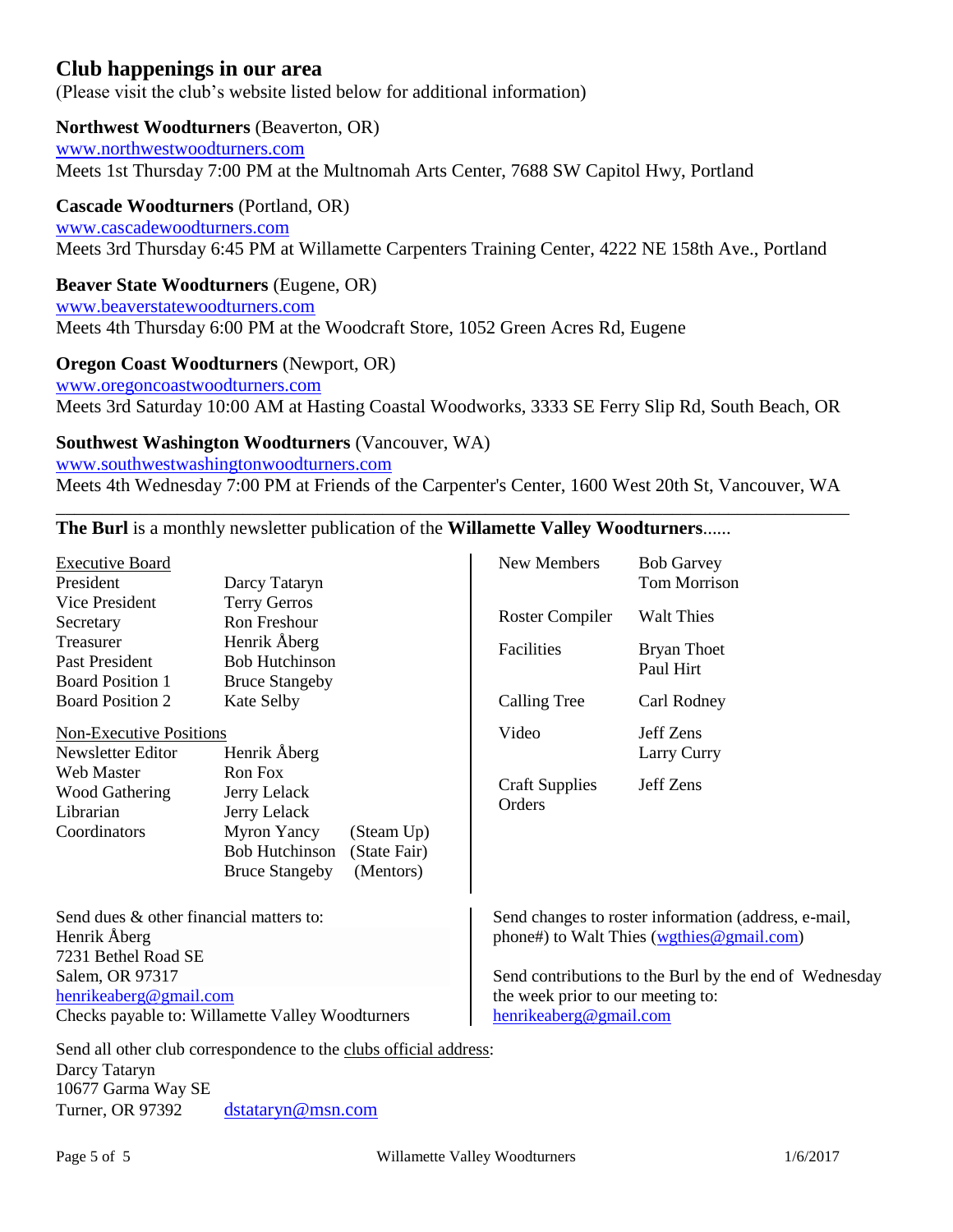## Club happenings in our area

(Please visit the club's website listed below for additional information)

**Northwest Woodturners** (Beaverton, OR)
www.northwestwoodturners.com
Meets 1st Thursday 7:00 PM at the Multnomah Arts Center, 7688 SW Capitol Hwy, Portland

**Cascade Woodturners** (Portland, OR)
www.cascadewoodturners.com
Meets 3rd Thursday 6:45 PM at Willamette Carpenters Training Center, 4222 NE 158th Ave., Portland

**Beaver State Woodturners** (Eugene, OR)
www.beaverstatewoodturners.com
Meets 4th Thursday 6:00 PM at the Woodcraft Store, 1052 Green Acres Rd, Eugene

**Oregon Coast Woodturners** (Newport, OR)
www.oregoncoastwoodturners.com
Meets 3rd Saturday 10:00 AM at Hasting Coastal Woodworks, 3333 SE Ferry Slip Rd, South Beach, OR

**Southwest Washington Woodturners** (Vancouver, WA)
www.southwestwashingtonwoodturners.com
Meets 4th Wednesday 7:00 PM at Friends of the Carpenter's Center, 1600 West 20th St, Vancouver, WA

---

**The Burl** is a monthly newsletter publication of the **Willamette Valley Woodturners**......

| | | |
|---|---|---|
| Executive Board | | |
| President | Darcy Tataryn | |
| Vice President | Terry Gerros | |
| Secretary | Ron Freshour | |
| Treasurer | Henrik Åberg | |
| Past President | Bob Hutchinson | |
| Board Position 1 | Bruce Stangeby | |
| Board Position 2 | Kate Selby | |
| Non-Executive Positions | | |
| Newsletter Editor | Henrik Åberg | |
| Web Master | Ron Fox | |
| Wood Gathering | Jerry Lelack | |
| Librarian | Jerry Lelack | |
| Coordinators | Myron Yancy | (Steam Up) |
| | Bob Hutchinson | (State Fair) |
| | Bruce Stangeby | (Mentors) |

| | |
|---|---|
| New Members | Bob Garvey, Tom Morrison |
| Roster Compiler | Walt Thies |
| Facilities | Bryan Thoet, Paul Hirt |
| Calling Tree | Carl Rodney |
| Video | Jeff Zens, Larry Curry |
| Craft Supplies Orders | Jeff Zens |

Send dues & other financial matters to:
Henrik Åberg
7231 Bethel Road SE
Salem, OR 97317
henrikeaberg@gmail.com
Checks payable to: Willamette Valley Woodturners

Send changes to roster information (address, e-mail, phone#) to Walt Thies (wgthies@gmail.com)

Send contributions to the Burl by the end of Wednesday the week prior to our meeting to: henrikeaberg@gmail.com

Send all other club correspondence to the clubs official address:
Darcy Tataryn
10677 Garma Way SE
Turner, OR 97392 dstataryn@msn.com